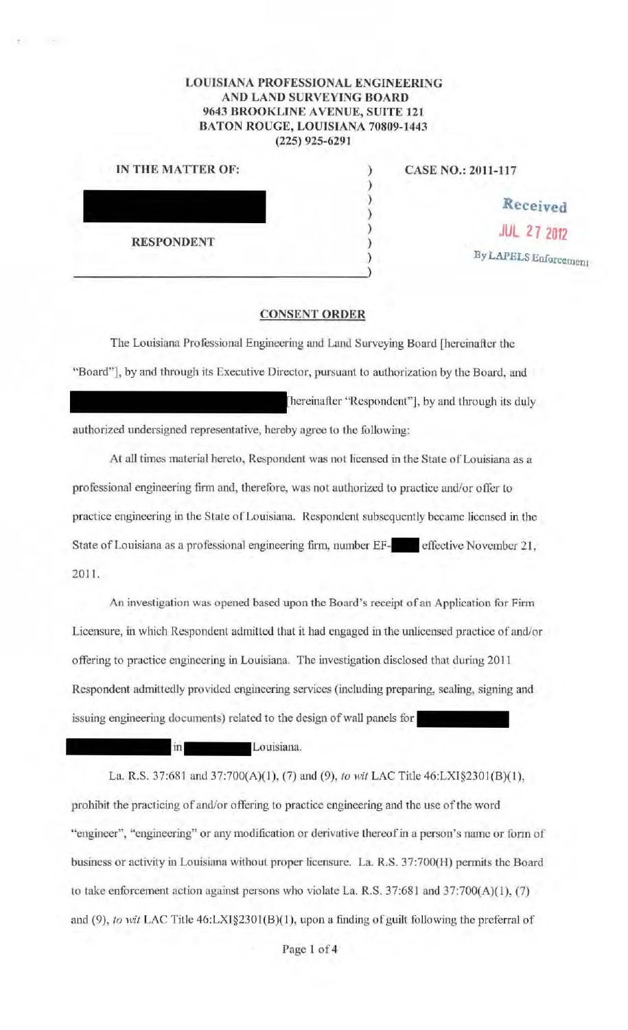**LOUISIANA PROFESSIONAL ENGINEERING AND LAND SURVEYING BOARD**
**9643 BROOKLINE AVENUE, SUITE 121**
**BATON ROUGE, LOUISIANA 70809-1443**
**(225) 925-6291**

**IN THE MATTER OF:** )
) **CASE NO.: 2011-117**
)
)
)
**RESPONDENT** )
)

Received
JUL 27 2012
By LAPELS Enforcement

## CONSENT ORDER

The Louisiana Professional Engineering and Land Surveying Board [hereinafter the "Board"], by and through its Executive Director, pursuant to authorization by the Board, and [hereinafter "Respondent"], by and through its duly authorized undersigned representative, hereby agree to the following:

At all times material hereto, Respondent was not licensed in the State of Louisiana as a professional engineering firm and, therefore, was not authorized to practice and/or offer to practice engineering in the State of Louisiana. Respondent subsequently became licensed in the State of Louisiana as a professional engineering firm, number EF- effective November 21, 2011.

An investigation was opened based upon the Board's receipt of an Application for Firm Licensure, in which Respondent admitted that it had engaged in the unlicensed practice of and/or offering to practice engineering in Louisiana. The investigation disclosed that during 2011 Respondent admittedly provided engineering services (including preparing, sealing, signing and issuing engineering documents) related to the design of wall panels for in Louisiana.

La. R.S. 37:681 and 37:700(A)(1), (7) and (9), *to wit* LAC Title 46:LXI§2301(B)(1), prohibit the practicing of and/or offering to practice engineering and the use of the word "engineer", "engineering" or any modification or derivative thereof in a person's name or form of business or activity in Louisiana without proper licensure. La. R.S. 37:700(H) permits the Board to take enforcement action against persons who violate La. R.S. 37:681 and 37:700(A)(1), (7) and (9), *to wit* LAC Title 46:LXI§2301(B)(1), upon a finding of guilt following the preferral of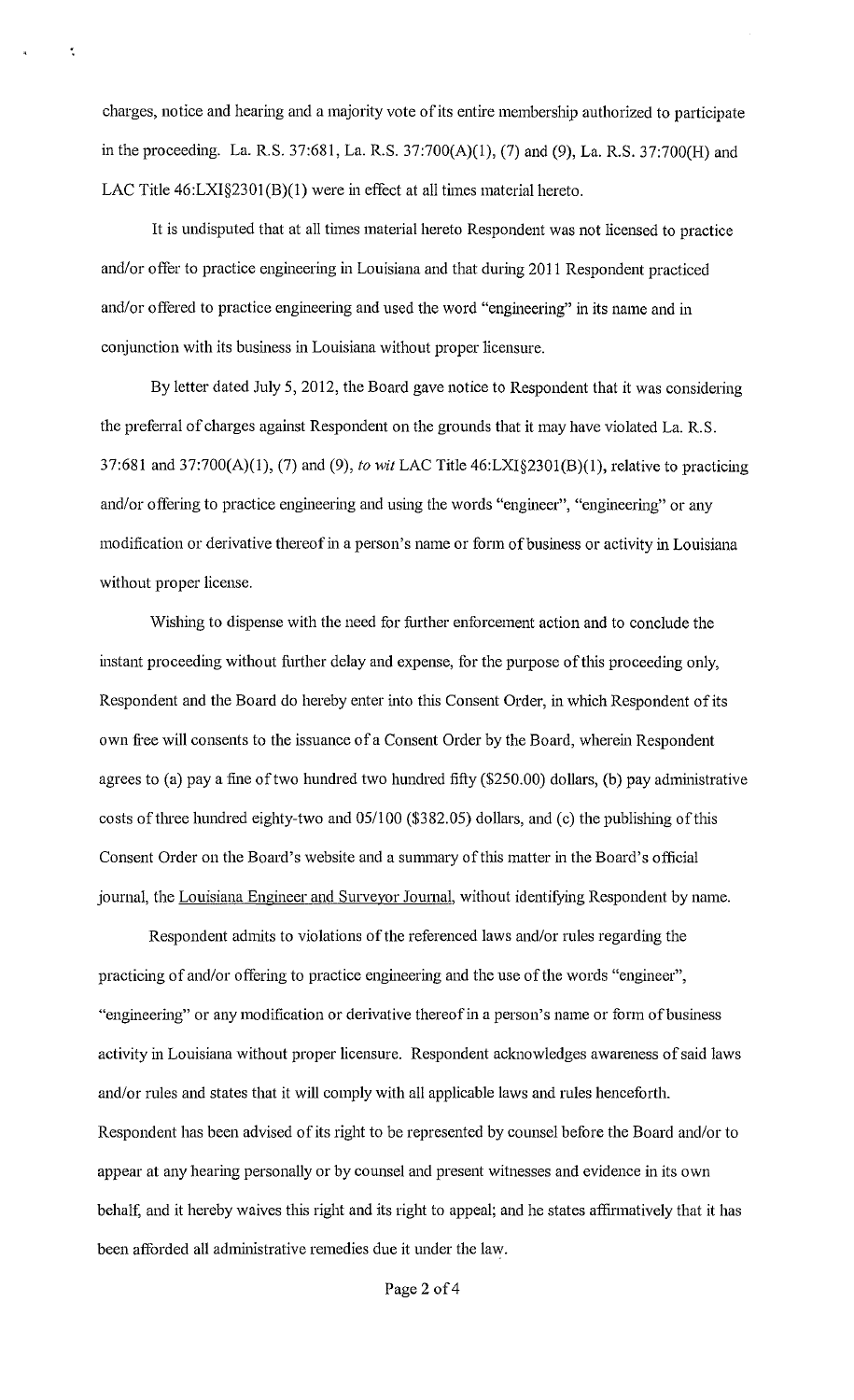charges, notice and hearing and a majority vote of its entire membership authorized to participate in the proceeding. La. R.S. 37:681, La. R.S. 37:700(A)(1), (7) and (9), La. R.S. 37:700(H) and LAC Title 46:LXI§2301(B)(1) were in effect at all times material hereto.

It is undisputed that at all times material hereto Respondent was not licensed to practice and/or offer to practice engineering in Louisiana and that during 2011 Respondent practiced and/or offered to practice engineering and used the word "engineering" in its name and in conjunction with its business in Louisiana without proper licensure.

By letter dated July 5, 2012, the Board gave notice to Respondent that it was considering the preferral of charges against Respondent on the grounds that it may have violated La. R.S. 37:681 and 37:700(A)(1), (7) and (9), *to wit* LAC Title 46:LXI§2301(B)(1), relative to practicing and/or offering to practice engineering and using the words "engineer", "engineering" or any modification or derivative thereof in a person's name or form of business or activity in Louisiana without proper license.

Wishing to dispense with the need for further enforcement action and to conclude the instant proceeding without further delay and expense, for the purpose of this proceeding only, Respondent and the Board do hereby enter into this Consent Order, in which Respondent of its own free will consents to the issuance of a Consent Order by the Board, wherein Respondent agrees to (a) pay a fine of two hundred two hundred fifty ($250.00) dollars, (b) pay administrative costs of three hundred eighty-two and 05/100 ($382.05) dollars, and (c) the publishing of this Consent Order on the Board's website and a summary of this matter in the Board's official journal, the Louisiana Engineer and Surveyor Journal, without identifying Respondent by name.

Respondent admits to violations of the referenced laws and/or rules regarding the practicing of and/or offering to practice engineering and the use of the words "engineer", "engineering" or any modification or derivative thereof in a person's name or form of business activity in Louisiana without proper licensure. Respondent acknowledges awareness of said laws and/or rules and states that it will comply with all applicable laws and rules henceforth. Respondent has been advised of its right to be represented by counsel before the Board and/or to appear at any hearing personally or by counsel and present witnesses and evidence in its own behalf, and it hereby waives this right and its right to appeal; and he states affirmatively that it has been afforded all administrative remedies due it under the law.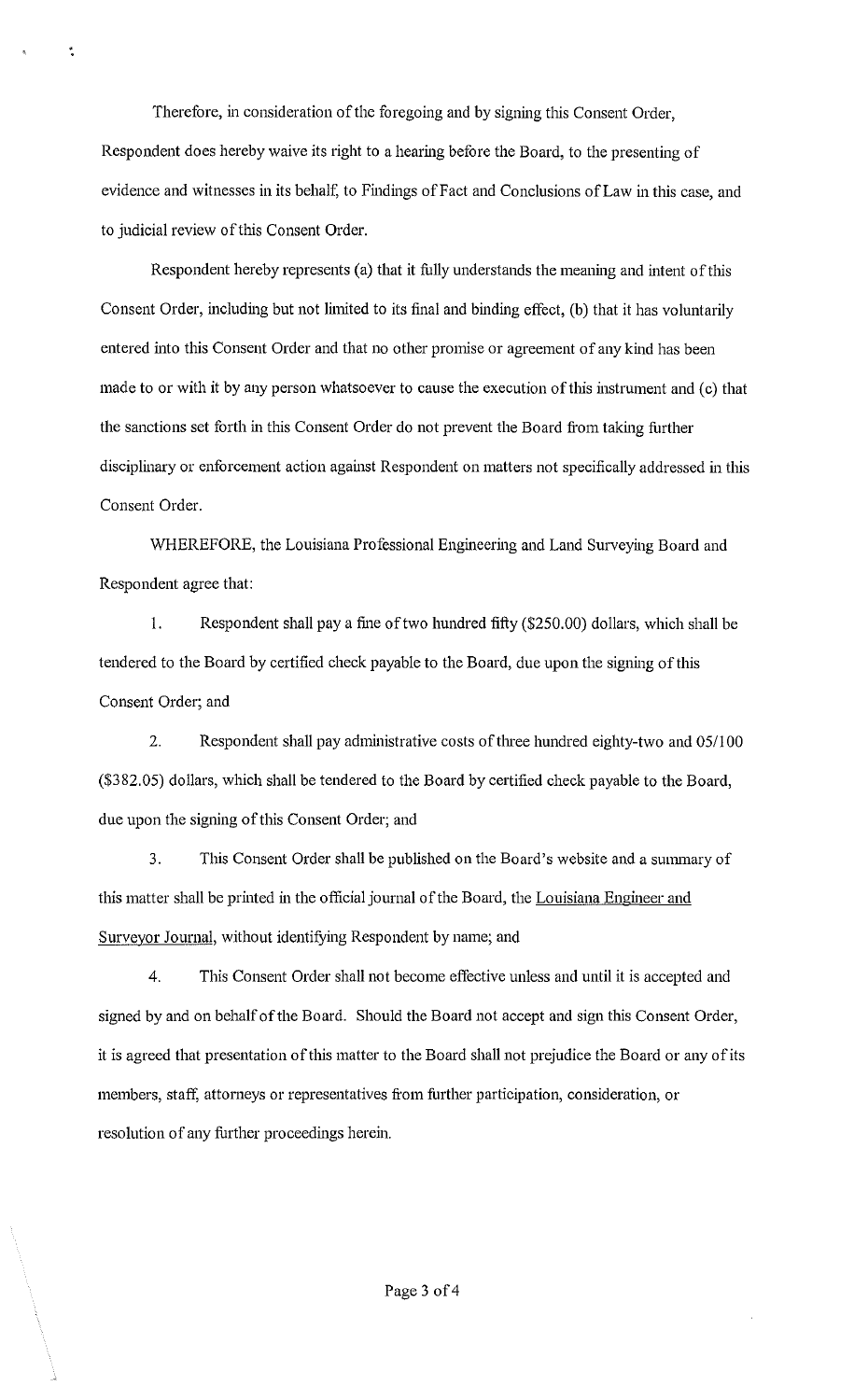Therefore, in consideration of the foregoing and by signing this Consent Order, Respondent does hereby waive its right to a hearing before the Board, to the presenting of evidence and witnesses in its behalf, to Findings of Fact and Conclusions of Law in this case, and to judicial review of this Consent Order.

Respondent hereby represents (a) that it fully understands the meaning and intent of this Consent Order, including but not limited to its final and binding effect, (b) that it has voluntarily entered into this Consent Order and that no other promise or agreement of any kind has been made to or with it by any person whatsoever to cause the execution of this instrument and (c) that the sanctions set forth in this Consent Order do not prevent the Board from taking further disciplinary or enforcement action against Respondent on matters not specifically addressed in this Consent Order.

WHEREFORE, the Louisiana Professional Engineering and Land Surveying Board and Respondent agree that:

1. Respondent shall pay a fine of two hundred fifty ($250.00) dollars, which shall be tendered to the Board by certified check payable to the Board, due upon the signing of this Consent Order; and

2. Respondent shall pay administrative costs of three hundred eighty-two and 05/100 ($382.05) dollars, which shall be tendered to the Board by certified check payable to the Board, due upon the signing of this Consent Order; and

3. This Consent Order shall be published on the Board's website and a summary of this matter shall be printed in the official journal of the Board, the Louisiana Engineer and Surveyor Journal, without identifying Respondent by name; and

4. This Consent Order shall not become effective unless and until it is accepted and signed by and on behalf of the Board. Should the Board not accept and sign this Consent Order, it is agreed that presentation of this matter to the Board shall not prejudice the Board or any of its members, staff, attorneys or representatives from further participation, consideration, or resolution of any further proceedings herein.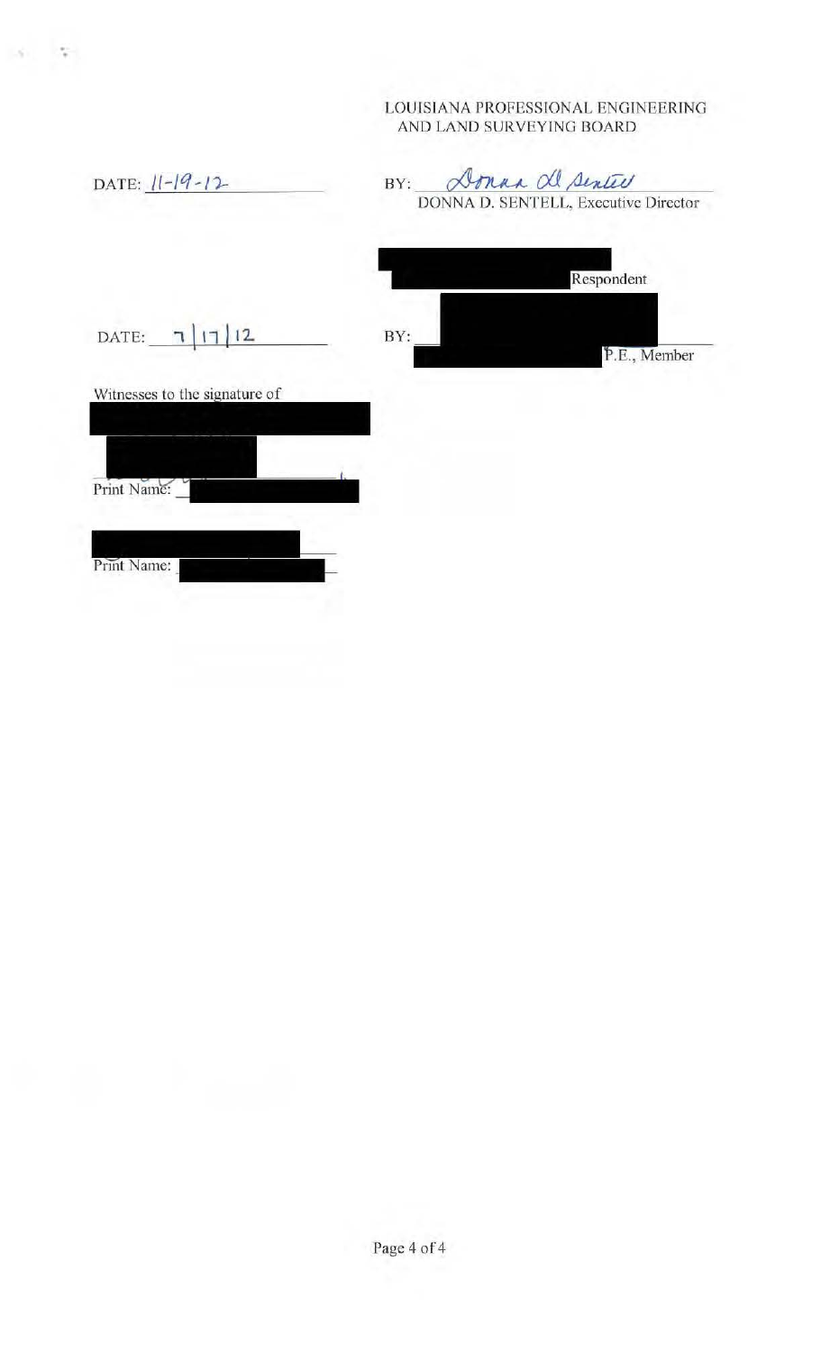LOUISIANA PROFESSIONAL ENGINEERING AND LAND SURVEYING BOARD

DATE: 11-19-12

BY: Donna D. Sentell
DONNA D. SENTELL, Executive Director

Respondent

DATE: 7/17/12

BY: ________________
P.E., Member

Witnesses to the signature of

________________
Print Name: ________________

________________
Print Name: ________________